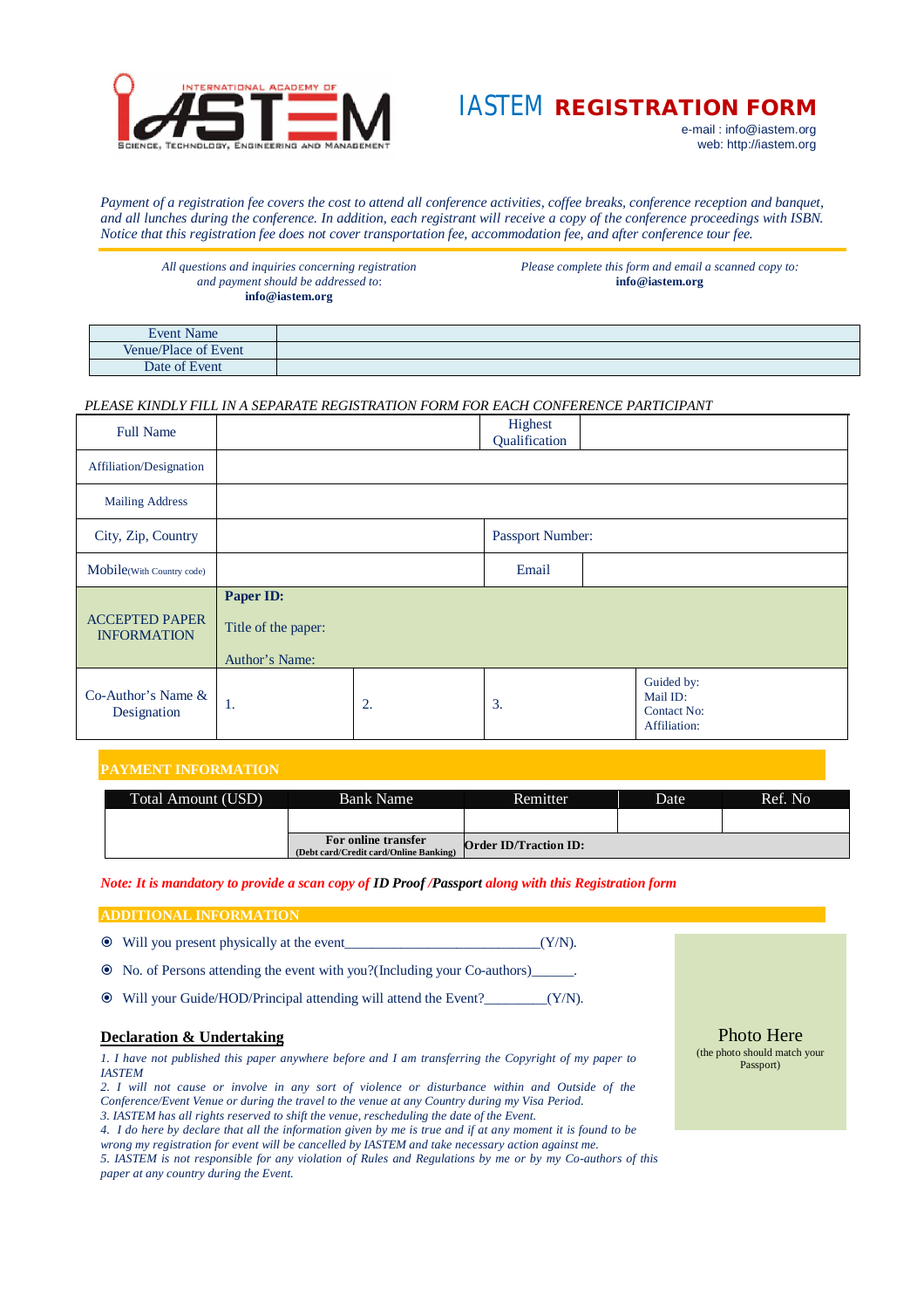# IASTEM REGISTRATION FORM

e-mail : info@iastem.org
web: http://iastem.org

*Payment of a registration fee covers the cost to attend all conference activities, coffee breaks, conference reception and banquet, and all lunches during the conference. In addition, each registrant will receive a copy of the conference proceedings with ISBN. Notice that this registration fee does not cover transportation fee, accommodation fee, and after conference tour fee.*

*All questions and inquiries concerning registration and payment should be addressed to:*
**info@iastem.org**

*Please complete this form and email a scanned copy to:*
**info@iastem.org**

| Event Name | |
|---|---|
| Venue/Place of Event | |
| Date of Event | |

*PLEASE KINDLY FILL IN A SEPARATE REGISTRATION FORM FOR EACH CONFERENCE PARTICIPANT*

| Full Name | | | Highest Qualification | |
|---|---|---|---|---|
| Affiliation/Designation | | | | |
| Mailing Address | | | | |
| City, Zip, Country | | | Passport Number: | |
| Mobile(With Country code) | | | Email | |
| ACCEPTED PAPER INFORMATION | **Paper ID:**<br>Title of the paper:<br>Author's Name: | | | |
| Co-Author's Name & Designation | 1. | 2. | 3. | Guided by:<br>Mail ID:<br>Contact No:<br>Affiliation: |

## PAYMENT INFORMATION

| Total Amount (USD) | Bank Name | Remitter | Date | Ref. No |
|---|---|---|---|---|
| | | | | |
| | **For online transfer** (Debt card/Credit card/Online Banking) | **Order ID/Traction ID:** | | |

*Note: It is mandatory to provide a scan copy of* ***ID Proof /Passport*** *along with this Registration form*

## ADDITIONAL INFORMATION

- Will you present physically at the event\_\_\_\_\_\_\_\_\_\_\_\_\_\_\_\_\_\_\_\_\_\_\_\_\_\_\_(Y/N).
- No. of Persons attending the event with you?(Including your Co-authors)\_\_\_\_\_\_.
- Will your Guide/HOD/Principal attending will attend the Event?\_\_\_\_\_\_\_\_\_(Y/N).

Photo Here
(the photo should match your Passport)

## Declaration & Undertaking

*1. I have not published this paper anywhere before and I am transferring the Copyright of my paper to IASTEM*
*2. I will not cause or involve in any sort of violence or disturbance within and Outside of the Conference/Event Venue or during the travel to the venue at any Country during my Visa Period.*
*3. IASTEM has all rights reserved to shift the venue, rescheduling the date of the Event.*
*4. I do here by declare that all the information given by me is true and if at any moment it is found to be wrong my registration for event will be cancelled by IASTEM and take necessary action against me.*
*5. IASTEM is not responsible for any violation of Rules and Regulations by me or by my Co-authors of this paper at any country during the Event.*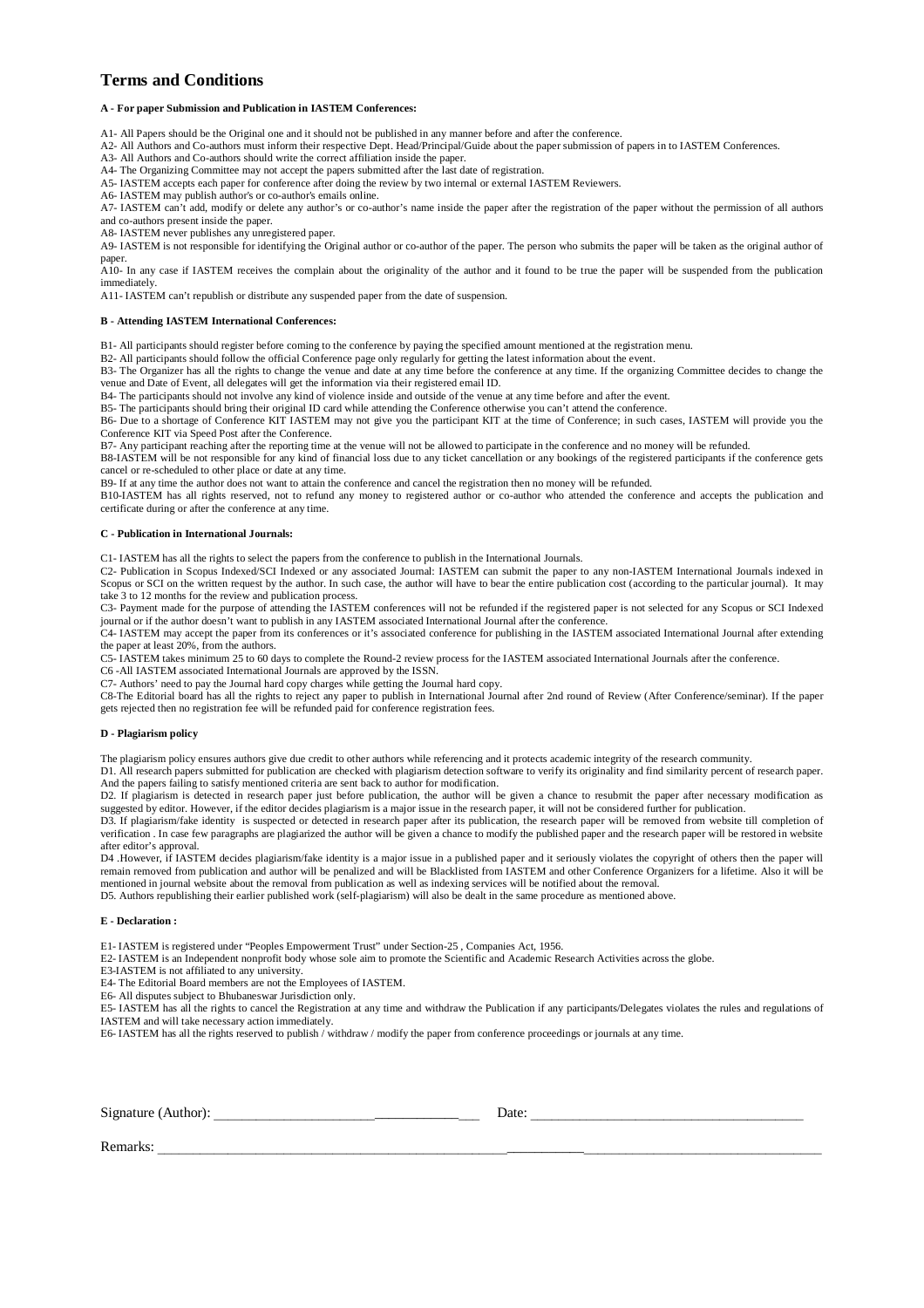## Terms and Conditions

**A - For paper Submission and Publication in IASTEM Conferences:**

A1- All Papers should be the Original one and it should not be published in any manner before and after the conference.
A2- All Authors and Co-authors must inform their respective Dept. Head/Principal/Guide about the paper submission of papers in to IASTEM Conferences.
A3- All Authors and Co-authors should write the correct affiliation inside the paper.
A4- The Organizing Committee may not accept the papers submitted after the last date of registration.
A5- IASTEM accepts each paper for conference after doing the review by two internal or external IASTEM Reviewers.
A6- IASTEM may publish author's or co-author's emails online.
A7- IASTEM can't add, modify or delete any author's or co-author's name inside the paper after the registration of the paper without the permission of all authors and co-authors present inside the paper.
A8- IASTEM never publishes any unregistered paper.
A9- IASTEM is not responsible for identifying the Original author or co-author of the paper. The person who submits the paper will be taken as the original author of paper.
A10- In any case if IASTEM receives the complain about the originality of the author and it found to be true the paper will be suspended from the publication immediately.
A11- IASTEM can't republish or distribute any suspended paper from the date of suspension.

**B - Attending IASTEM International Conferences:**

B1- All participants should register before coming to the conference by paying the specified amount mentioned at the registration menu.
B2- All participants should follow the official Conference page only regularly for getting the latest information about the event.
B3- The Organizer has all the rights to change the venue and date at any time before the conference at any time. If the organizing Committee decides to change the venue and Date of Event, all delegates will get the information via their registered email ID.
B4- The participants should not involve any kind of violence inside and outside of the venue at any time before and after the event.
B5- The participants should bring their original ID card while attending the Conference otherwise you can't attend the conference.
B6- Due to a shortage of Conference KIT IASTEM may not give you the participant KIT at the time of Conference; in such cases, IASTEM will provide you the Conference KIT via Speed Post after the Conference.
B7- Any participant reaching after the reporting time at the venue will not be allowed to participate in the conference and no money will be refunded.
B8-IASTEM will be not responsible for any kind of financial loss due to any ticket cancellation or any bookings of the registered participants if the conference gets cancel or re-scheduled to other place or date at any time.
B9- If at any time the author does not want to attain the conference and cancel the registration then no money will be refunded.
B10-IASTEM has all rights reserved, not to refund any money to registered author or co-author who attended the conference and accepts the publication and certificate during or after the conference at any time.

**C - Publication in International Journals:**

C1- IASTEM has all the rights to select the papers from the conference to publish in the International Journals.
C2- Publication in Scopus Indexed/SCI Indexed or any associated Journal: IASTEM can submit the paper to any non-IASTEM International Journals indexed in Scopus or SCI on the written request by the author. In such case, the author will have to bear the entire publication cost (according to the particular journal). It may take 3 to 12 months for the review and publication process.
C3- Payment made for the purpose of attending the IASTEM conferences will not be refunded if the registered paper is not selected for any Scopus or SCI Indexed journal or if the author doesn't want to publish in any IASTEM associated International Journal after the conference.
C4- IASTEM may accept the paper from its conferences or it's associated conference for publishing in the IASTEM associated International Journal after extending the paper at least 20%, from the authors.
C5- IASTEM takes minimum 25 to 60 days to complete the Round-2 review process for the IASTEM associated International Journals after the conference.
C6 -All IASTEM associated International Journals are approved by the ISSN.
C7- Authors' need to pay the Journal hard copy charges while getting the Journal hard copy.
C8-The Editorial board has all the rights to reject any paper to publish in International Journal after 2nd round of Review (After Conference/seminar). If the paper gets rejected then no registration fee will be refunded paid for conference registration fees.

**D - Plagiarism policy**

The plagiarism policy ensures authors give due credit to other authors while referencing and it protects academic integrity of the research community.
D1. All research papers submitted for publication are checked with plagiarism detection software to verify its originality and find similarity percent of research paper. And the papers failing to satisfy mentioned criteria are sent back to author for modification.
D2. If plagiarism is detected in research paper just before publication, the author will be given a chance to resubmit the paper after necessary modification as suggested by editor. However, if the editor decides plagiarism is a major issue in the research paper, it will not be considered further for publication.
D3. If plagiarism/fake identity is suspected or detected in research paper after its publication, the research paper will be removed from website till completion of verification . In case few paragraphs are plagiarized the author will be given a chance to modify the published paper and the research paper will be restored in website after editor's approval.
D4 .However, if IASTEM decides plagiarism/fake identity is a major issue in a published paper and it seriously violates the copyright of others then the paper will remain removed from publication and author will be penalized and will be Blacklisted from IASTEM and other Conference Organizers for a lifetime. Also it will be mentioned in journal website about the removal from publication as well as indexing services will be notified about the removal.
D5. Authors republishing their earlier published work (self-plagiarism) will also be dealt in the same procedure as mentioned above.

**E - Declaration :**

E1- IASTEM is registered under "Peoples Empowerment Trust" under Section-25 , Companies Act, 1956.
E2- IASTEM is an Independent nonprofit body whose sole aim to promote the Scientific and Academic Research Activities across the globe.
E3-IASTEM is not affiliated to any university.
E4- The Editorial Board members are not the Employees of IASTEM.
E6- All disputes subject to Bhubaneswar Jurisdiction only.
E5- IASTEM has all the rights to cancel the Registration at any time and withdraw the Publication if any participants/Delegates violates the rules and regulations of IASTEM and will take necessary action immediately.
E6- IASTEM has all the rights reserved to publish / withdraw / modify the paper from conference proceedings or journals at any time.

Signature (Author): ____________________________________ Date: ____________________________________

Remarks: ______________________________________________________________________________